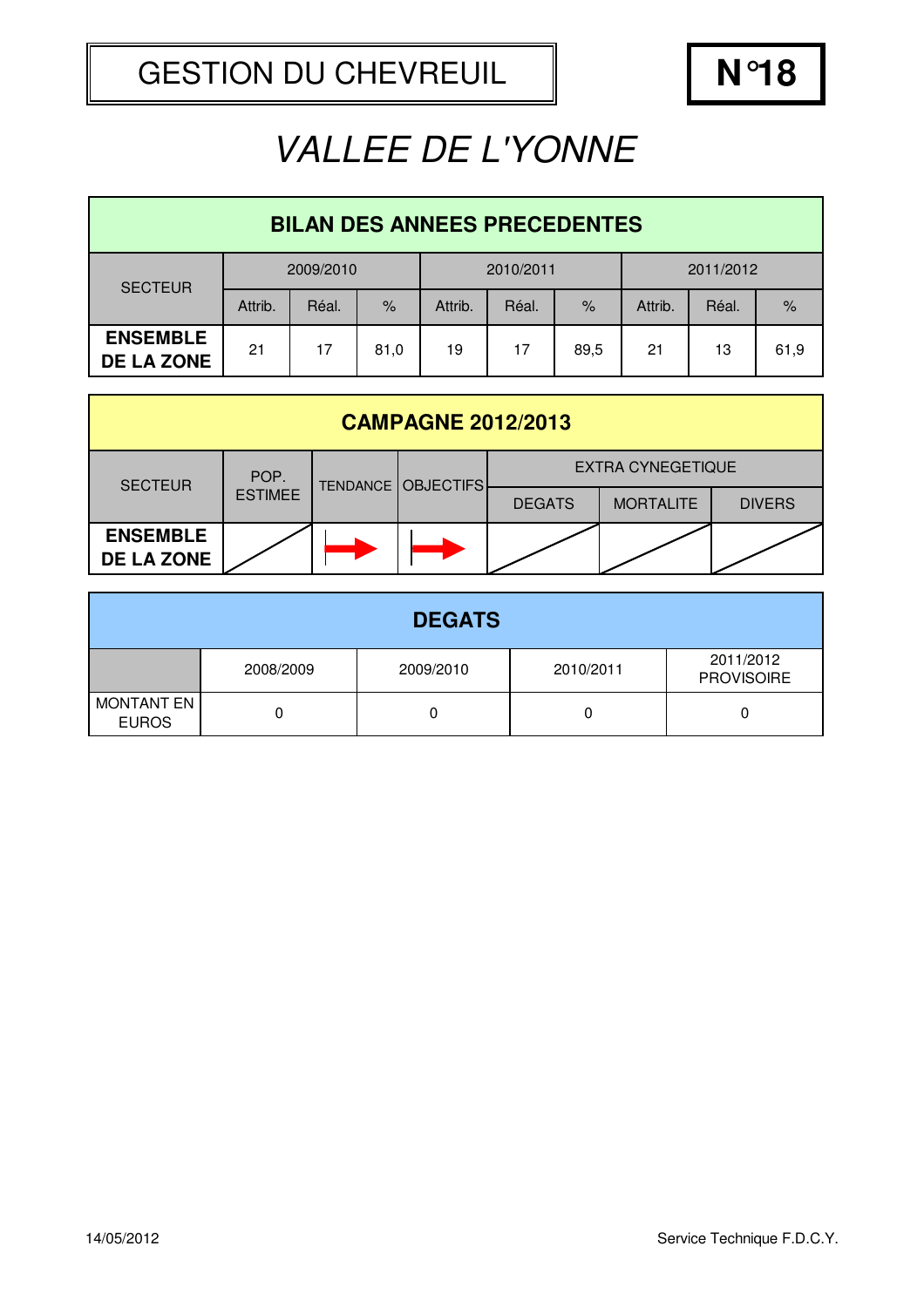# GESTION DU CHEVREUIL

**N°18**

## *VALLEE DE L'YONNE*

| **BILAN DES ANNEES PRECEDENTES** | | | | | | | | | |
|---|---|---|---|---|---|---|---|---|---|
| SECTEUR | 2009/2010 | | | 2010/2011 | | | 2011/2012 | | |
| | Attrib. | Réal. | % | Attrib. | Réal. | % | Attrib. | Réal. | % |
| **ENSEMBLE DE LA ZONE** | 21 | 17 | 81,0 | 19 | 17 | 89,5 | 21 | 13 | 61,9 |

| **CAMPAGNE 2012/2013** | | | | | | |
|---|---|---|---|---|---|---|
| SECTEUR | POP. ESTIMEE | TENDANCE | OBJECTIFS | EXTRA CYNEGETIQUE | | |
| | | | | DEGATS | MORTALITE | DIVERS |
| **ENSEMBLE DE LA ZONE** | / | → | → | / | / | / |

| **DEGATS** | | | | |
|---|---|---|---|---|
| | 2008/2009 | 2009/2010 | 2010/2011 | 2011/2012 PROVISOIRE |
| MONTANT EN EUROS | 0 | 0 | 0 | 0 |

14/05/2012

Service Technique F.D.C.Y.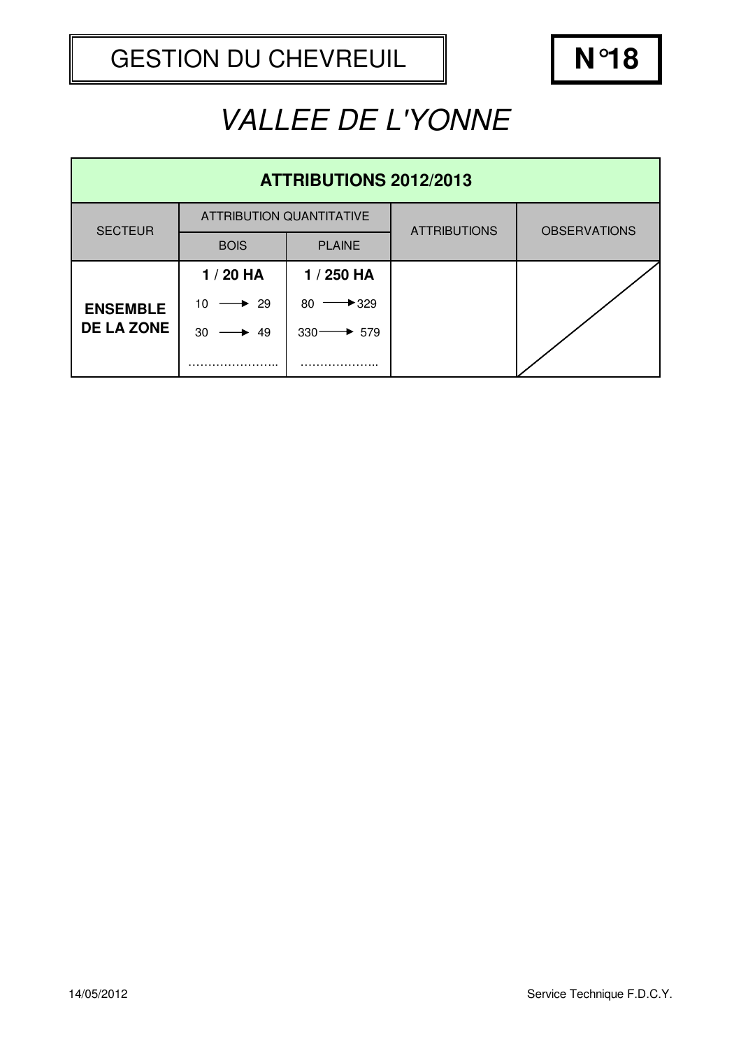# GESTION DU CHEVREUIL

# N°18

## *VALLEE DE L'YONNE*

| ATTRIBUTIONS 2012/2013 | | | | |
|---|---|---|---|---|
| SECTEUR | ATTRIBUTION QUANTITATIVE | | ATTRIBUTIONS | OBSERVATIONS |
| | BOIS | PLAINE | | |
| **ENSEMBLE DE LA ZONE** | **1 / 20 HA**<br>10 → 29<br>30 → 49<br>………………….. | **1 / 250 HA**<br>80 → 329<br>330 → 579<br>……………….. | | |

14/05/2012

Service Technique F.D.C.Y.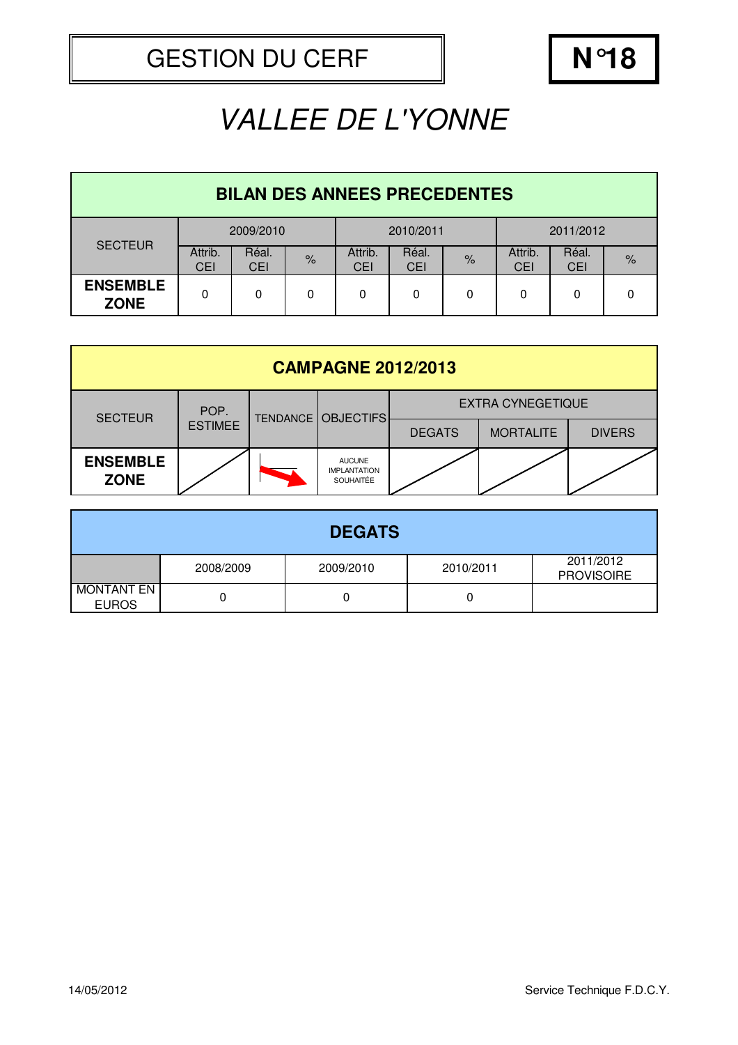# GESTION DU CERF

**N°18**

## *VALLEE DE L'YONNE*

| **BILAN DES ANNEES PRECEDENTES** | | | | | | | | | |
|---|---|---|---|---|---|---|---|---|---|
| SECTEUR | 2009/2010 | | | 2010/2011 | | | 2011/2012 | | |
| | Attrib. CEI | Réal. CEI | % | Attrib. CEI | Réal. CEI | % | Attrib. CEI | Réal. CEI | % |
| **ENSEMBLE ZONE** | 0 | 0 | 0 | 0 | 0 | 0 | 0 | 0 | 0 |

| **CAMPAGNE 2012/2013** | | | | | | |
|---|---|---|---|---|---|---|
| SECTEUR | POP. ESTIMEE | TENDANCE | OBJECTIFS | EXTRA CYNEGETIQUE | | |
| | | | | DEGATS | MORTALITE | DIVERS |
| **ENSEMBLE ZONE** | | ↘ | AUCUNE IMPLANTATION SOUHAITÉE | | | |

| **DEGATS** | | | | |
|---|---|---|---|---|
| | 2008/2009 | 2009/2010 | 2010/2011 | 2011/2012 PROVISOIRE |
| MONTANT EN EUROS | 0 | 0 | 0 | |

14/05/2012

Service Technique F.D.C.Y.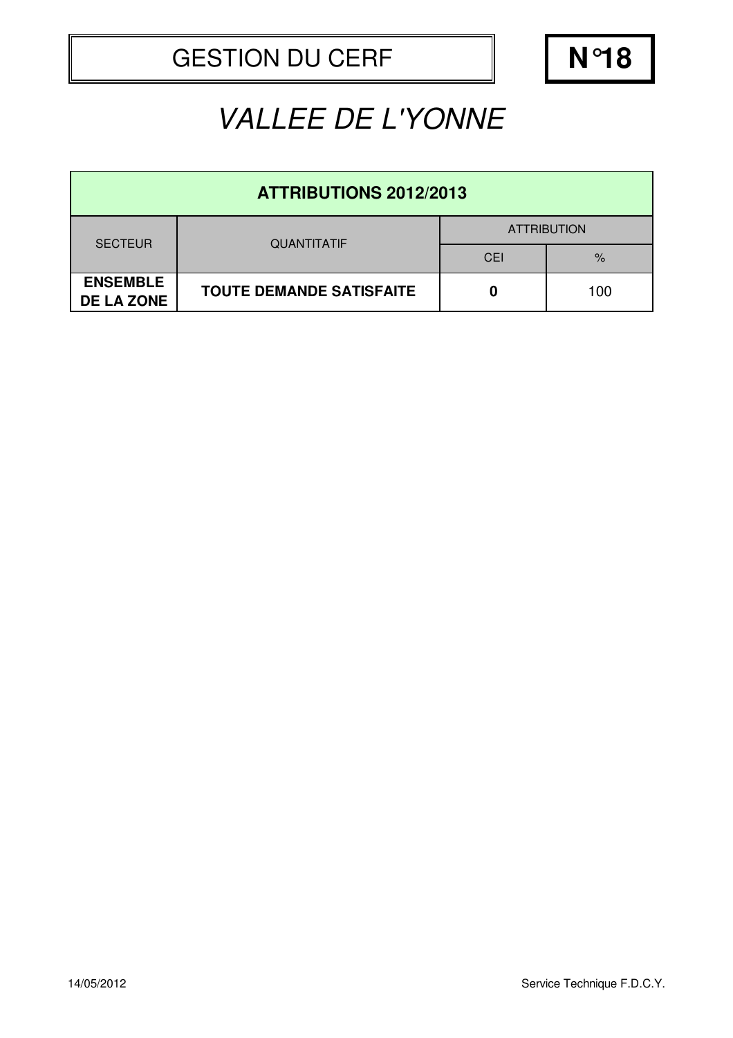# GESTION DU CERF

**N°18**

## *VALLEE DE L'YONNE*

| ATTRIBUTIONS 2012/2013 | | | |
|---|---|---|---|
| SECTEUR | QUANTITATIF | ATTRIBUTION | |
| | | CEI | % |
| **ENSEMBLE DE LA ZONE** | **TOUTE DEMANDE SATISFAITE** | **0** | 100 |

14/05/2012

Service Technique F.D.C.Y.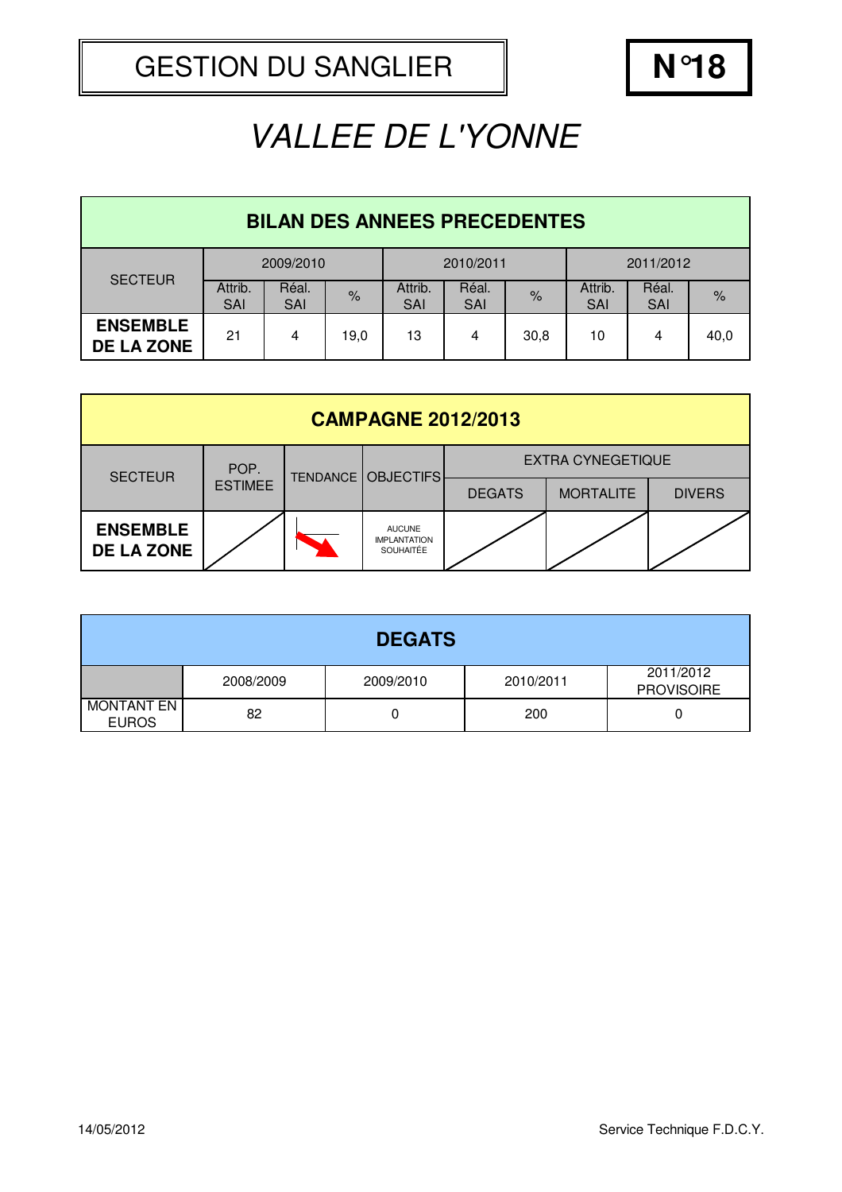# GESTION DU SANGLIER

**N°18**

## *VALLEE DE L'YONNE*

| BILAN DES ANNEES PRECEDENTES | | | | | | | | | |
|---|---|---|---|---|---|---|---|---|---|
| SECTEUR | 2009/2010 | | | 2010/2011 | | | 2011/2012 | | |
| | Attrib. SAI | Réal. SAI | % | Attrib. SAI | Réal. SAI | % | Attrib. SAI | Réal. SAI | % |
| **ENSEMBLE DE LA ZONE** | 21 | 4 | 19,0 | 13 | 4 | 30,8 | 10 | 4 | 40,0 |

| CAMPAGNE 2012/2013 | | | | | | |
|---|---|---|---|---|---|---|
| SECTEUR | POP. ESTIMEE | TENDANCE | OBJECTIFS | EXTRA CYNEGETIQUE | | |
| | | | | DEGATS | MORTALITE | DIVERS |
| **ENSEMBLE DE LA ZONE** | | ↘ | AUCUNE IMPLANTATION SOUHAITÉE | | | |

| DEGATS | | | | |
|---|---|---|---|---|
| | 2008/2009 | 2009/2010 | 2010/2011 | 2011/2012 PROVISOIRE |
| MONTANT EN EUROS | 82 | 0 | 200 | 0 |

14/05/2012 — Service Technique F.D.C.Y.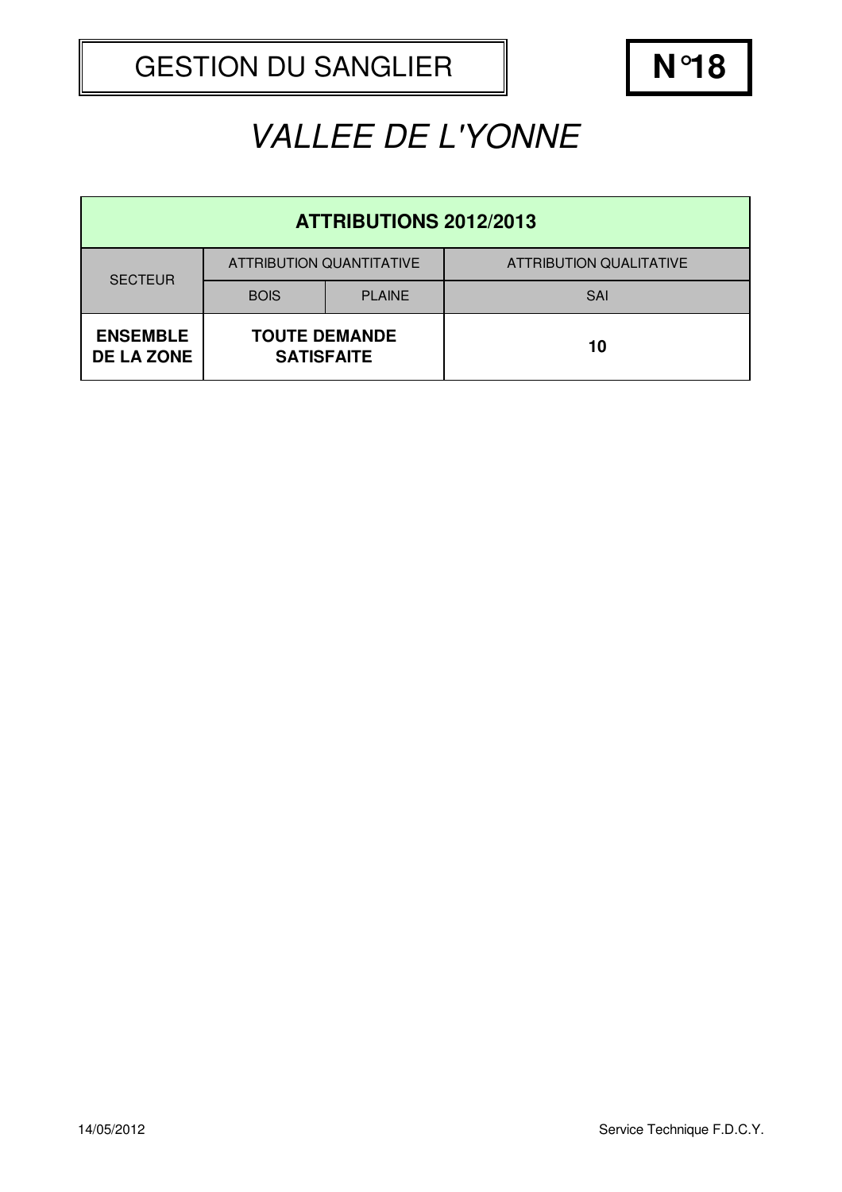# GESTION DU SANGLIER

**N°18**

## *VALLEE DE L'YONNE*

| ATTRIBUTIONS 2012/2013 | | | |
|---|---|---|---|
| SECTEUR | ATTRIBUTION QUANTITATIVE | | ATTRIBUTION QUALITATIVE |
| | BOIS | PLAINE | SAI |
| **ENSEMBLE DE LA ZONE** | **TOUTE DEMANDE SATISFAITE** | | **10** |

14/05/2012

Service Technique F.D.C.Y.